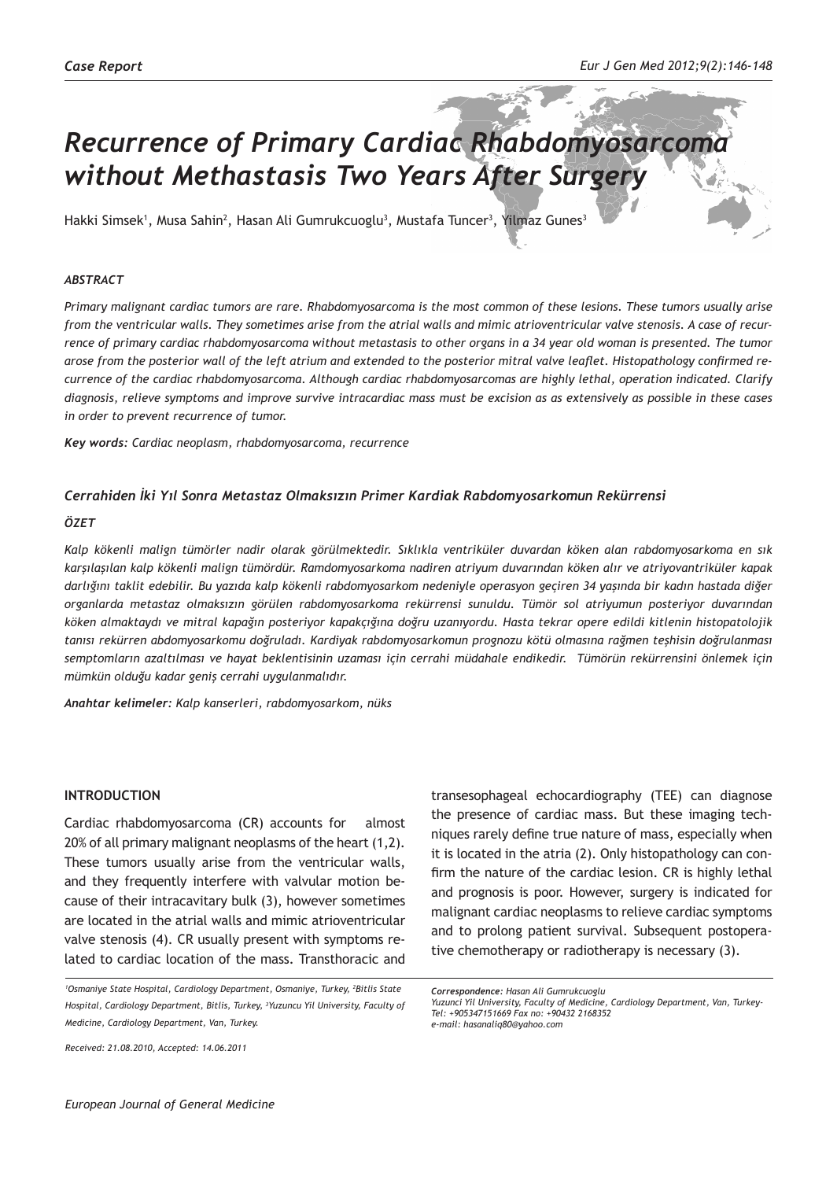Case Report

# Recurrence of Primary Cardiac Rhabdomyosarcoma without Methastasis Two Years After Surgery

Hakki Simsek[1], Musa Sahin[2], Hasan Ali Gumrukcuoglu[3], Mustafa Tuncer[3], Yilmaz Gunes[3]

### *ABSTRACT*

*Primary malignant cardiac tumors are rare. Rhabdomyosarcoma is the most common of these lesions. These tumors usually arise from the ventricular walls. They sometimes arise from the atrial walls and mimic atrioventricular valve stenosis. A case of recurrence of primary cardiac rhabdomyosarcoma without metastasis to other organs in a 34 year old woman is presented. The tumor arose from the posterior wall of the left atrium and extended to the posterior mitral valve leaflet. Histopathology confirmed recurrence of the cardiac rhabdomyosarcoma. Although cardiac rhabdomyosarcomas are highly lethal, operation indicated. Clarify diagnosis, relieve symptoms and improve survive intracardiac mass must be excision as as extensively as possible in these cases in order to prevent recurrence of tumor.*

***Key words:*** *Cardiac neoplasm, rhabdomyosarcoma, recurrence*

### *Cerrahiden İki Yıl Sonra Metastaz Olmaksızın Primer Kardiak Rabdomyosarkomun Rekürrensi*

### *ÖZET*

*Kalp kökenli malign tümörler nadir olarak görülmektedir. Sıklıkla ventriküler duvardan köken alan rabdomyosarkoma en sık karşılaşılan kalp kökenli malign tümördür. Ramdomyosarkoma nadiren atriyum duvarından köken alır ve atriyovantriküler kapak darlığını taklit edebilir. Bu yazıda kalp kökenli rabdomyosarkom nedeniyle operasyon geçiren 34 yaşında bir kadın hastada diğer organlarda metastaz olmaksızın görülen rabdomyosarkoma rekürrensi sunuldu. Tümör sol atriyumun posteriyor duvarından köken almaktaydı ve mitral kapağın posteriyor kapakçığına doğru uzanıyordu. Hasta tekrar opere edildi kitlenin histopatolojik tanısı rekürren abdomyosarkomu doğruladı. Kardiyak rabdomyosarkomun prognozu kötü olmasına rağmen teşhisin doğrulanması semptomların azaltılması ve hayat beklentisinin uzaması için cerrahi müdahale endikedir. Tümörün rekürrensini önlemek için mümkün olduğu kadar geniş cerrahi uygulanmalıdır.*

***Anahtar kelimeler:*** *Kalp kanserleri, rabdomyosarkom, nüks*

## INTRODUCTION

Cardiac rhabdomyosarcoma (CR) accounts for almost 20% of all primary malignant neoplasms of the heart (1,2). These tumors usually arise from the ventricular walls, and they frequently interfere with valvular motion because of their intracavitary bulk (3), however sometimes are located in the atrial walls and mimic atrioventricular valve stenosis (4). CR usually present with symptoms related to cardiac location of the mass. Transthoracic and transesophageal echocardiography (TEE) can diagnose the presence of cardiac mass. But these imaging techniques rarely define true nature of mass, especially when it is located in the atria (2). Only histopathology can confirm the nature of the cardiac lesion. CR is highly lethal and prognosis is poor. However, surgery is indicated for malignant cardiac neoplasms to relieve cardiac symptoms and to prolong patient survival. Subsequent postoperative chemotherapy or radiotherapy is necessary (3).

*[1]Osmaniye State Hospital, Cardiology Department, Osmaniye, Turkey, [2]Bitlis State Hospital, Cardiology Department, Bitlis, Turkey, [3]Yuzuncu Yil University, Faculty of Medicine, Cardiology Department, Van, Turkey.*

*Received: 21.08.2010, Accepted: 14.06.2011*

***Correspondence:*** *Hasan Ali Gumrukcuoglu*
*Yuzunci Yil University, Faculty of Medicine, Cardiology Department, Van, Turkey-*
*Tel: +905347151669 Fax no: +90432 2168352*
*e-mail: hasanaliq80@yahoo.com*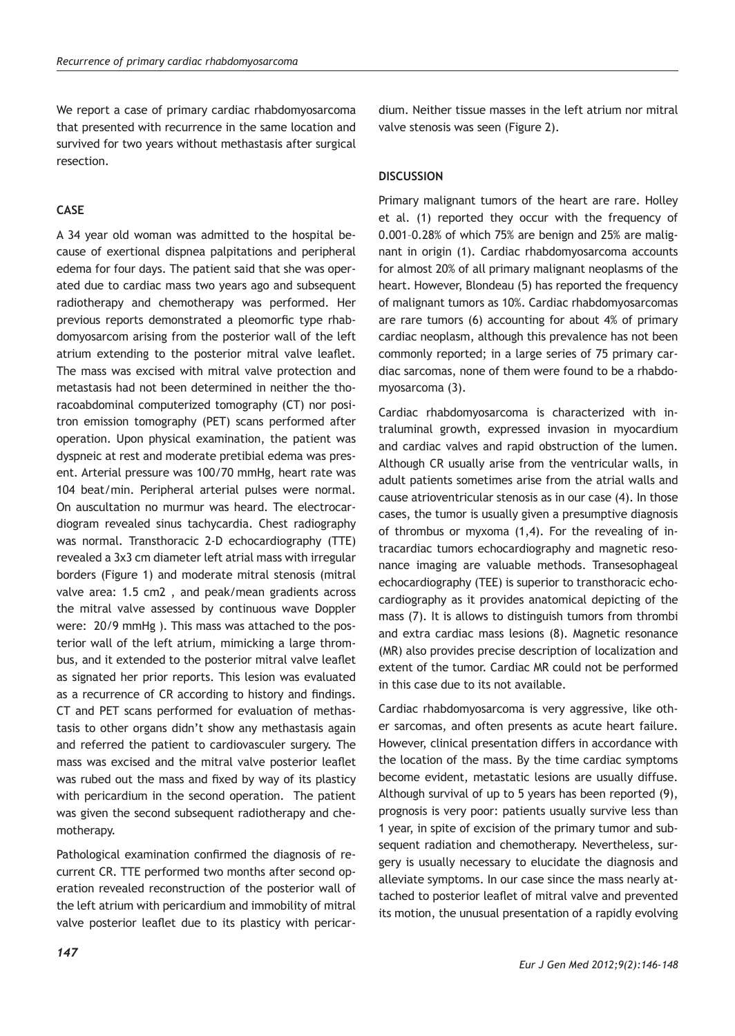We report a case of primary cardiac rhabdomyosarcoma that presented with recurrence in the same location and survived for two years without methastasis after surgical resection.

## CASE

A 34 year old woman was admitted to the hospital because of exertional dispnea palpitations and peripheral edema for four days. The patient said that she was operated due to cardiac mass two years ago and subsequent radiotherapy and chemotherapy was performed. Her previous reports demonstrated a pleomorfic type rhabdomyosarcom arising from the posterior wall of the left atrium extending to the posterior mitral valve leaflet. The mass was excised with mitral valve protection and metastasis had not been determined in neither the thoracoabdominal computerized tomography (CT) nor positron emission tomography (PET) scans performed after operation. Upon physical examination, the patient was dyspneic at rest and moderate pretibial edema was present. Arterial pressure was 100/70 mmHg, heart rate was 104 beat/min. Peripheral arterial pulses were normal. On auscultation no murmur was heard. The electrocardiogram revealed sinus tachycardia. Chest radiography was normal. Transthoracic 2-D echocardiography (TTE) revealed a 3x3 cm diameter left atrial mass with irregular borders (Figure 1) and moderate mitral stenosis (mitral valve area: 1.5 cm2 , and peak/mean gradients across the mitral valve assessed by continuous wave Doppler were: 20/9 mmHg ). This mass was attached to the posterior wall of the left atrium, mimicking a large thrombus, and it extended to the posterior mitral valve leaflet as signated her prior reports. This lesion was evaluated as a recurrence of CR according to history and findings. CT and PET scans performed for evaluation of methastasis to other organs didn't show any methastasis again and referred the patient to cardiovasculer surgery. The mass was excised and the mitral valve posterior leaflet was rubed out the mass and fixed by way of its plasticy with pericardium in the second operation. The patient was given the second subsequent radiotherapy and chemotherapy.

Pathological examination confirmed the diagnosis of recurrent CR. TTE performed two months after second operation revealed reconstruction of the posterior wall of the left atrium with pericardium and immobility of mitral valve posterior leaflet due to its plasticy with pericardium. Neither tissue masses in the left atrium nor mitral valve stenosis was seen (Figure 2).

## DISCUSSION

Primary malignant tumors of the heart are rare. Holley et al. (1) reported they occur with the frequency of 0.001–0.28% of which 75% are benign and 25% are malignant in origin (1). Cardiac rhabdomyosarcoma accounts for almost 20% of all primary malignant neoplasms of the heart. However, Blondeau (5) has reported the frequency of malignant tumors as 10%. Cardiac rhabdomyosarcomas are rare tumors (6) accounting for about 4% of primary cardiac neoplasm, although this prevalence has not been commonly reported; in a large series of 75 primary cardiac sarcomas, none of them were found to be a rhabdomyosarcoma (3).

Cardiac rhabdomyosarcoma is characterized with intraluminal growth, expressed invasion in myocardium and cardiac valves and rapid obstruction of the lumen. Although CR usually arise from the ventricular walls, in adult patients sometimes arise from the atrial walls and cause atrioventricular stenosis as in our case (4). In those cases, the tumor is usually given a presumptive diagnosis of thrombus or myxoma (1,4). For the revealing of intracardiac tumors echocardiography and magnetic resonance imaging are valuable methods. Transesophageal echocardiography (TEE) is superior to transthoracic echocardiography as it provides anatomical depicting of the mass (7). It is allows to distinguish tumors from thrombi and extra cardiac mass lesions (8). Magnetic resonance (MR) also provides precise description of localization and extent of the tumor. Cardiac MR could not be performed in this case due to its not available.

Cardiac rhabdomyosarcoma is very aggressive, like other sarcomas, and often presents as acute heart failure. However, clinical presentation differs in accordance with the location of the mass. By the time cardiac symptoms become evident, metastatic lesions are usually diffuse. Although survival of up to 5 years has been reported (9), prognosis is very poor: patients usually survive less than 1 year, in spite of excision of the primary tumor and subsequent radiation and chemotherapy. Nevertheless, surgery is usually necessary to elucidate the diagnosis and alleviate symptoms. In our case since the mass nearly attached to posterior leaflet of mitral valve and prevented its motion, the unusual presentation of a rapidly evolving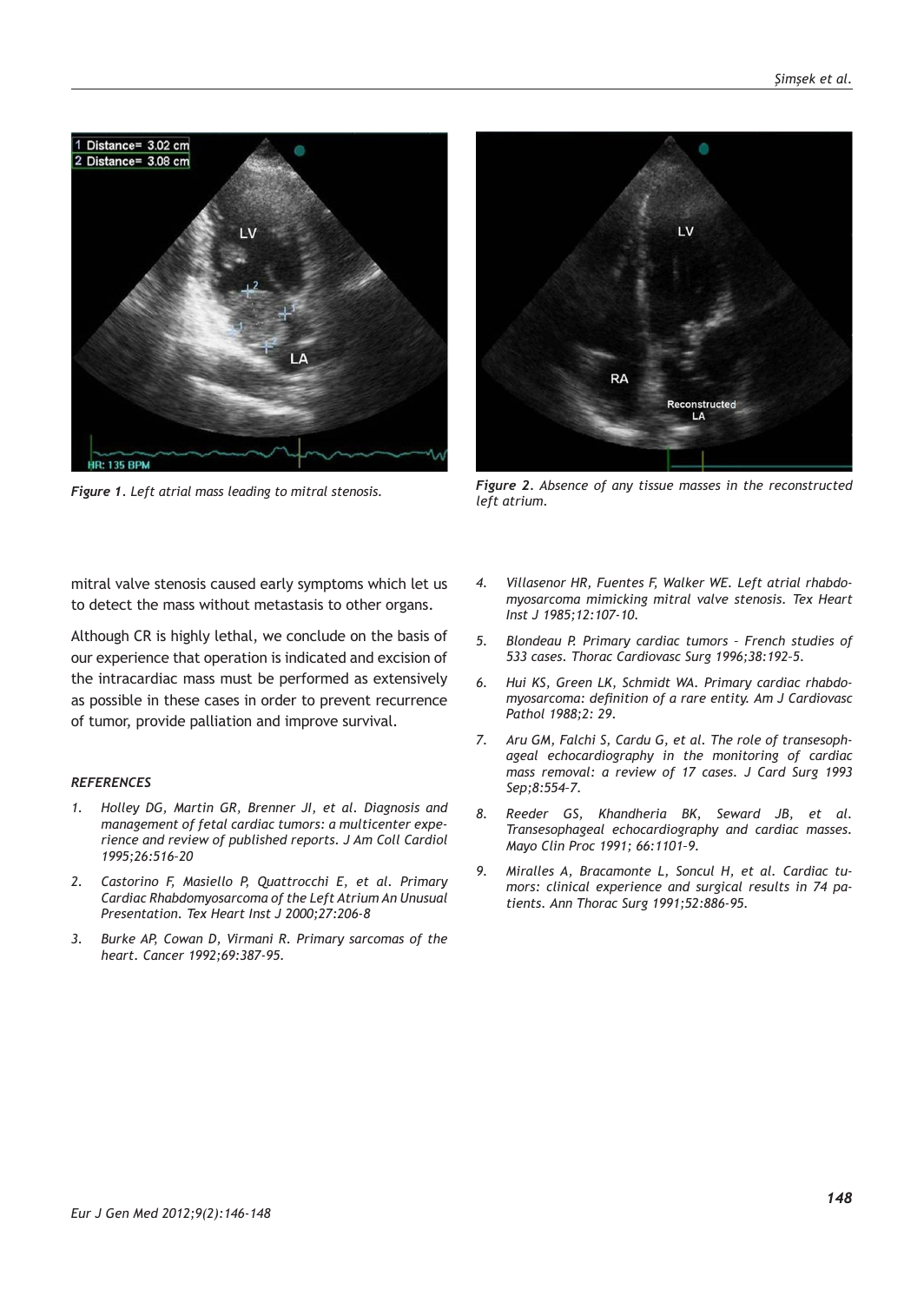*Figure 1. Left atrial mass leading to mitral stenosis.*

*Figure 2. Absence of any tissue masses in the reconstructed left atrium.*

mitral valve stenosis caused early symptoms which let us to detect the mass without metastasis to other organs.

Although CR is highly lethal, we conclude on the basis of our experience that operation is indicated and excision of the intracardiac mass must be performed as extensively as possible in these cases in order to prevent recurrence of tumor, provide palliation and improve survival.

### REFERENCES

1. *Holley DG, Martin GR, Brenner JI, et al. Diagnosis and management of fetal cardiac tumors: a multicenter experience and review of published reports. J Am Coll Cardiol 1995;26:516-20*
2. *Castorino F, Masiello P, Quattrocchi E, et al. Primary Cardiac Rhabdomyosarcoma of the Left Atrium An Unusual Presentation. Tex Heart Inst J 2000;27:206-8*
3. *Burke AP, Cowan D, Virmani R. Primary sarcomas of the heart. Cancer 1992;69:387-95.*
4. *Villasenor HR, Fuentes F, Walker WE. Left atrial rhabdomyosarcoma mimicking mitral valve stenosis. Tex Heart Inst J 1985;12:107-10.*
5. *Blondeau P. Primary cardiac tumors – French studies of 533 cases. Thorac Cardiovasc Surg 1996;38:192-5.*
6. *Hui KS, Green LK, Schmidt WA. Primary cardiac rhabdomyosarcoma: definition of a rare entity. Am J Cardiovasc Pathol 1988;2: 29.*
7. *Aru GM, Falchi S, Cardu G, et al. The role of transesophageal echocardiography in the monitoring of cardiac mass removal: a review of 17 cases. J Card Surg 1993 Sep;8:554-7.*
8. *Reeder GS, Khandheria BK, Seward JB, et al. Transesophageal echocardiography and cardiac masses. Mayo Clin Proc 1991; 66:1101-9.*
9. *Miralles A, Bracamonte L, Soncul H, et al. Cardiac tumors: clinical experience and surgical results in 74 patients. Ann Thorac Surg 1991;52:886-95.*